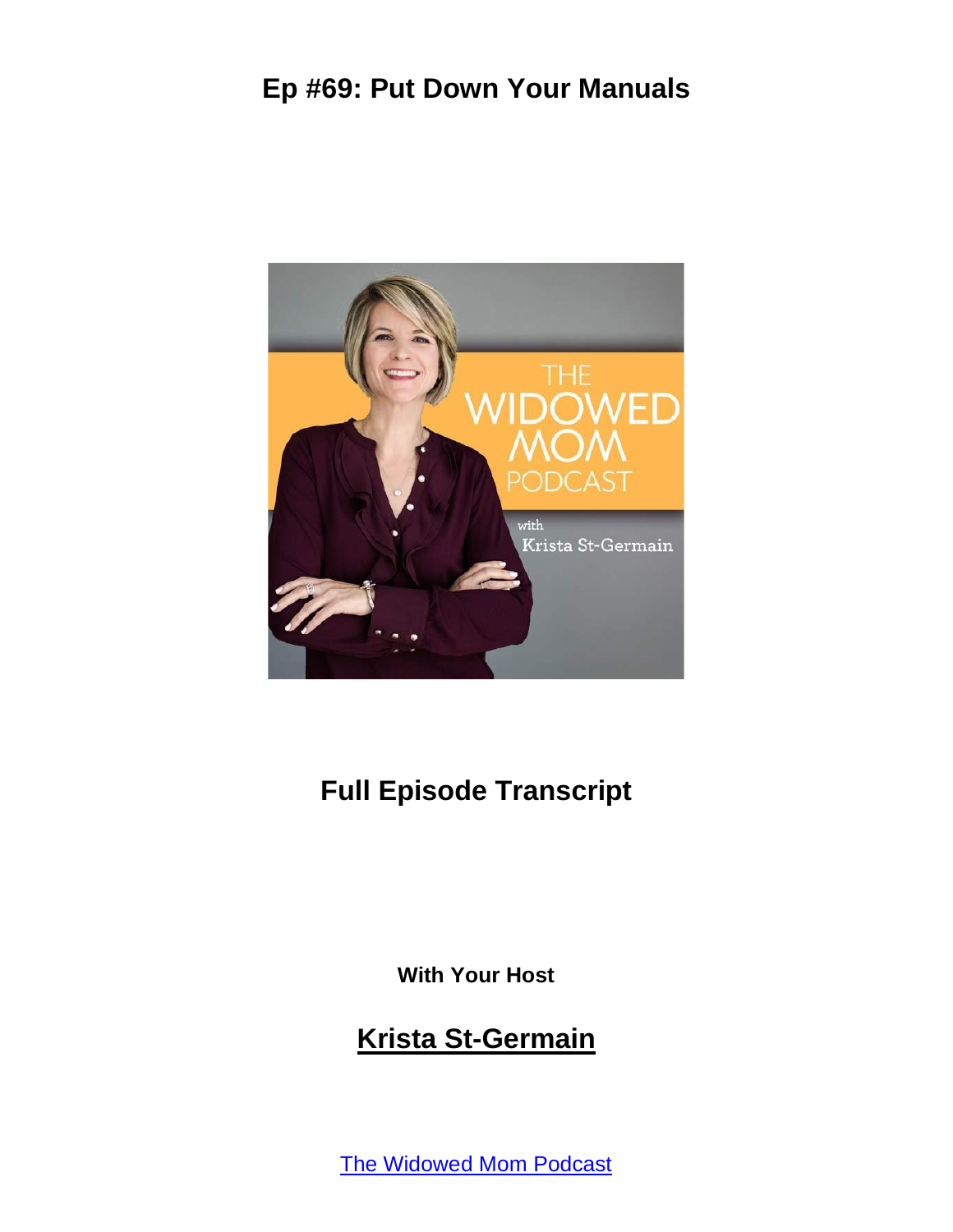# Ep #69: Put Down Your Manuals

## Full Episode Transcript

With Your Host

## Krista St-Germain

The Widowed Mom Podcast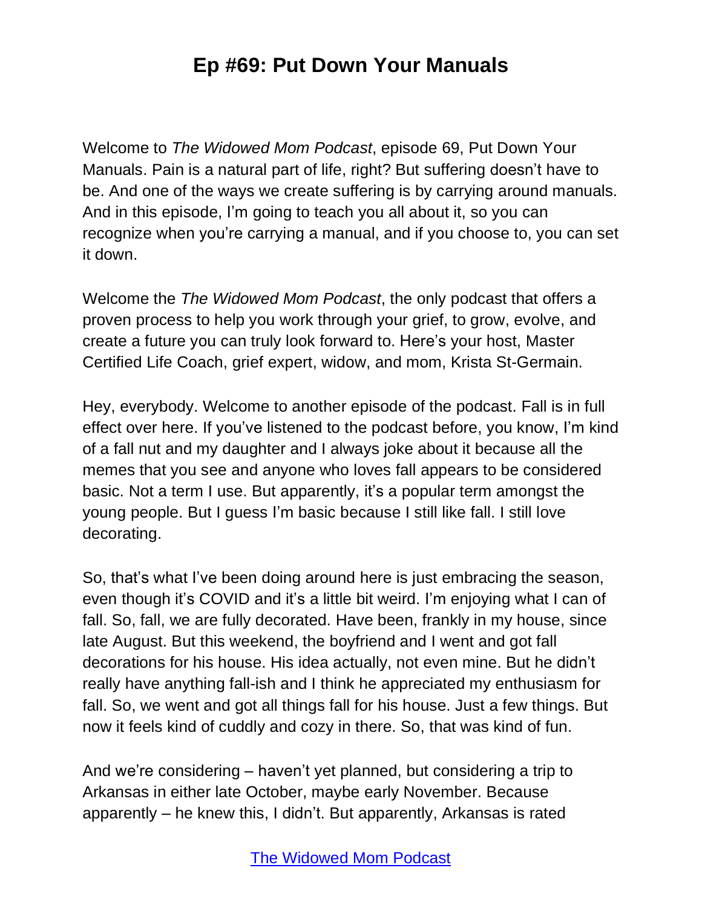# Ep #69: Put Down Your Manuals

Welcome to *The Widowed Mom Podcast*, episode 69, Put Down Your Manuals. Pain is a natural part of life, right? But suffering doesn't have to be. And one of the ways we create suffering is by carrying around manuals. And in this episode, I'm going to teach you all about it, so you can recognize when you're carrying a manual, and if you choose to, you can set it down.

Welcome the *The Widowed Mom Podcast*, the only podcast that offers a proven process to help you work through your grief, to grow, evolve, and create a future you can truly look forward to. Here's your host, Master Certified Life Coach, grief expert, widow, and mom, Krista St-Germain.

Hey, everybody. Welcome to another episode of the podcast. Fall is in full effect over here. If you've listened to the podcast before, you know, I'm kind of a fall nut and my daughter and I always joke about it because all the memes that you see and anyone who loves fall appears to be considered basic. Not a term I use. But apparently, it's a popular term amongst the young people. But I guess I'm basic because I still like fall. I still love decorating.

So, that's what I've been doing around here is just embracing the season, even though it's COVID and it's a little bit weird. I'm enjoying what I can of fall. So, fall, we are fully decorated. Have been, frankly in my house, since late August. But this weekend, the boyfriend and I went and got fall decorations for his house. His idea actually, not even mine. But he didn't really have anything fall-ish and I think he appreciated my enthusiasm for fall. So, we went and got all things fall for his house. Just a few things. But now it feels kind of cuddly and cozy in there. So, that was kind of fun.

And we're considering – haven't yet planned, but considering a trip to Arkansas in either late October, maybe early November. Because apparently – he knew this, I didn't. But apparently, Arkansas is rated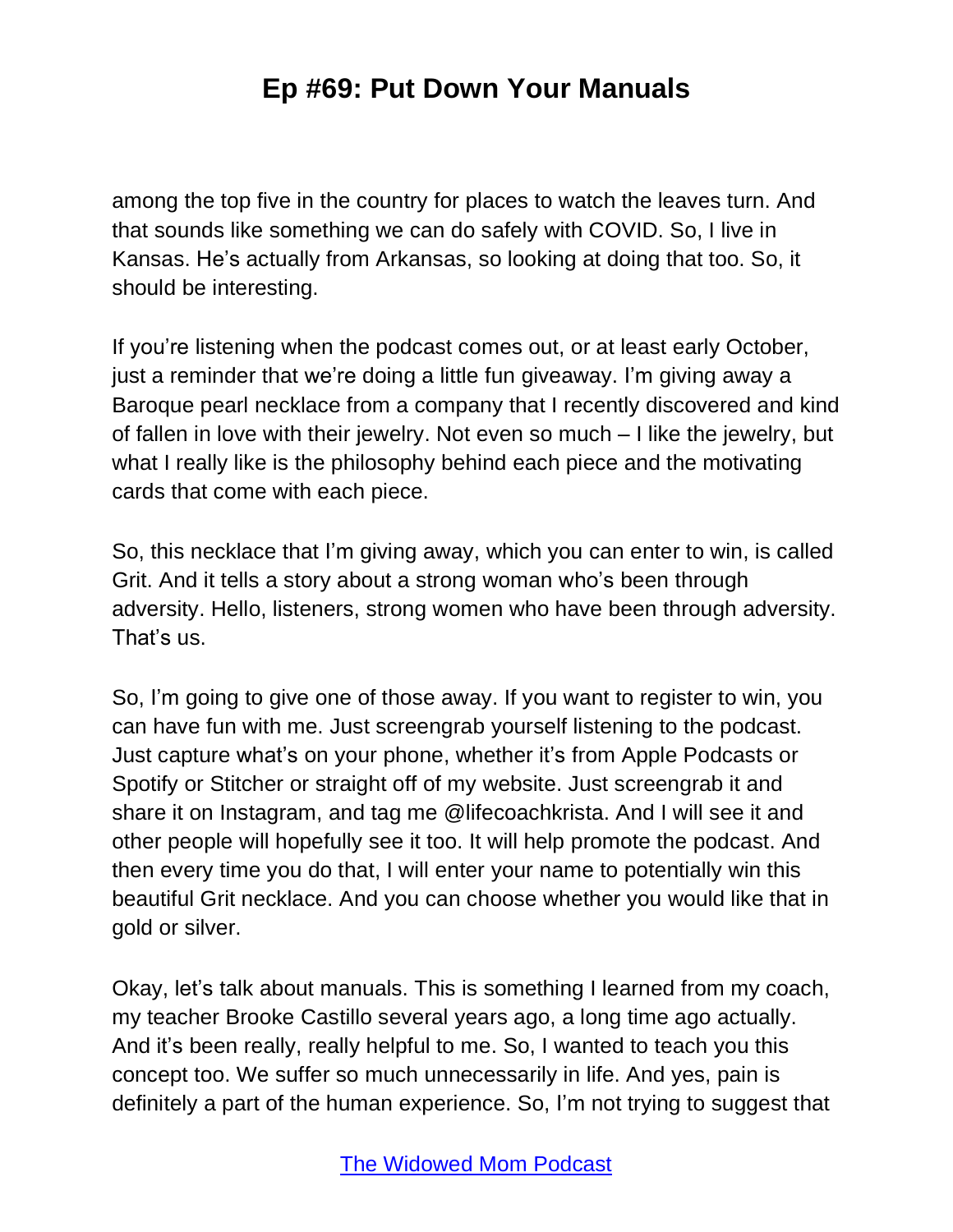among the top five in the country for places to watch the leaves turn. And that sounds like something we can do safely with COVID. So, I live in Kansas. He's actually from Arkansas, so looking at doing that too. So, it should be interesting.

If you're listening when the podcast comes out, or at least early October, just a reminder that we're doing a little fun giveaway. I'm giving away a Baroque pearl necklace from a company that I recently discovered and kind of fallen in love with their jewelry. Not even so much – I like the jewelry, but what I really like is the philosophy behind each piece and the motivating cards that come with each piece.

So, this necklace that I'm giving away, which you can enter to win, is called Grit. And it tells a story about a strong woman who's been through adversity. Hello, listeners, strong women who have been through adversity. That's us.

So, I'm going to give one of those away. If you want to register to win, you can have fun with me. Just screengrab yourself listening to the podcast. Just capture what's on your phone, whether it's from Apple Podcasts or Spotify or Stitcher or straight off of my website. Just screengrab it and share it on Instagram, and tag me @lifecoachkrista. And I will see it and other people will hopefully see it too. It will help promote the podcast. And then every time you do that, I will enter your name to potentially win this beautiful Grit necklace. And you can choose whether you would like that in gold or silver.

Okay, let's talk about manuals. This is something I learned from my coach, my teacher Brooke Castillo several years ago, a long time ago actually. And it's been really, really helpful to me. So, I wanted to teach you this concept too. We suffer so much unnecessarily in life. And yes, pain is definitely a part of the human experience. So, I'm not trying to suggest that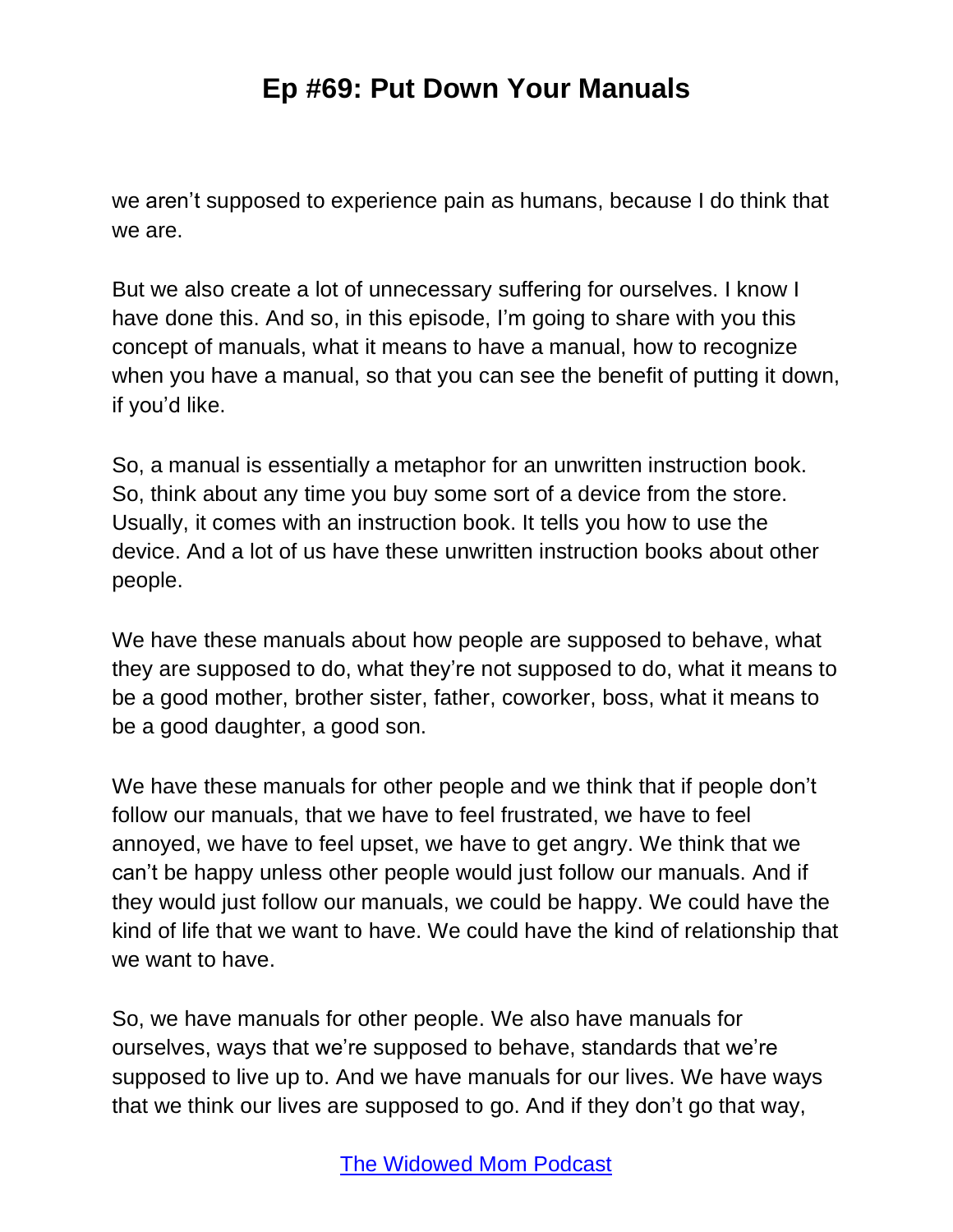we aren't supposed to experience pain as humans, because I do think that we are.

But we also create a lot of unnecessary suffering for ourselves. I know I have done this. And so, in this episode, I'm going to share with you this concept of manuals, what it means to have a manual, how to recognize when you have a manual, so that you can see the benefit of putting it down, if you'd like.

So, a manual is essentially a metaphor for an unwritten instruction book. So, think about any time you buy some sort of a device from the store. Usually, it comes with an instruction book. It tells you how to use the device. And a lot of us have these unwritten instruction books about other people.

We have these manuals about how people are supposed to behave, what they are supposed to do, what they're not supposed to do, what it means to be a good mother, brother sister, father, coworker, boss, what it means to be a good daughter, a good son.

We have these manuals for other people and we think that if people don't follow our manuals, that we have to feel frustrated, we have to feel annoyed, we have to feel upset, we have to get angry. We think that we can't be happy unless other people would just follow our manuals. And if they would just follow our manuals, we could be happy. We could have the kind of life that we want to have. We could have the kind of relationship that we want to have.

So, we have manuals for other people. We also have manuals for ourselves, ways that we're supposed to behave, standards that we're supposed to live up to. And we have manuals for our lives. We have ways that we think our lives are supposed to go. And if they don't go that way,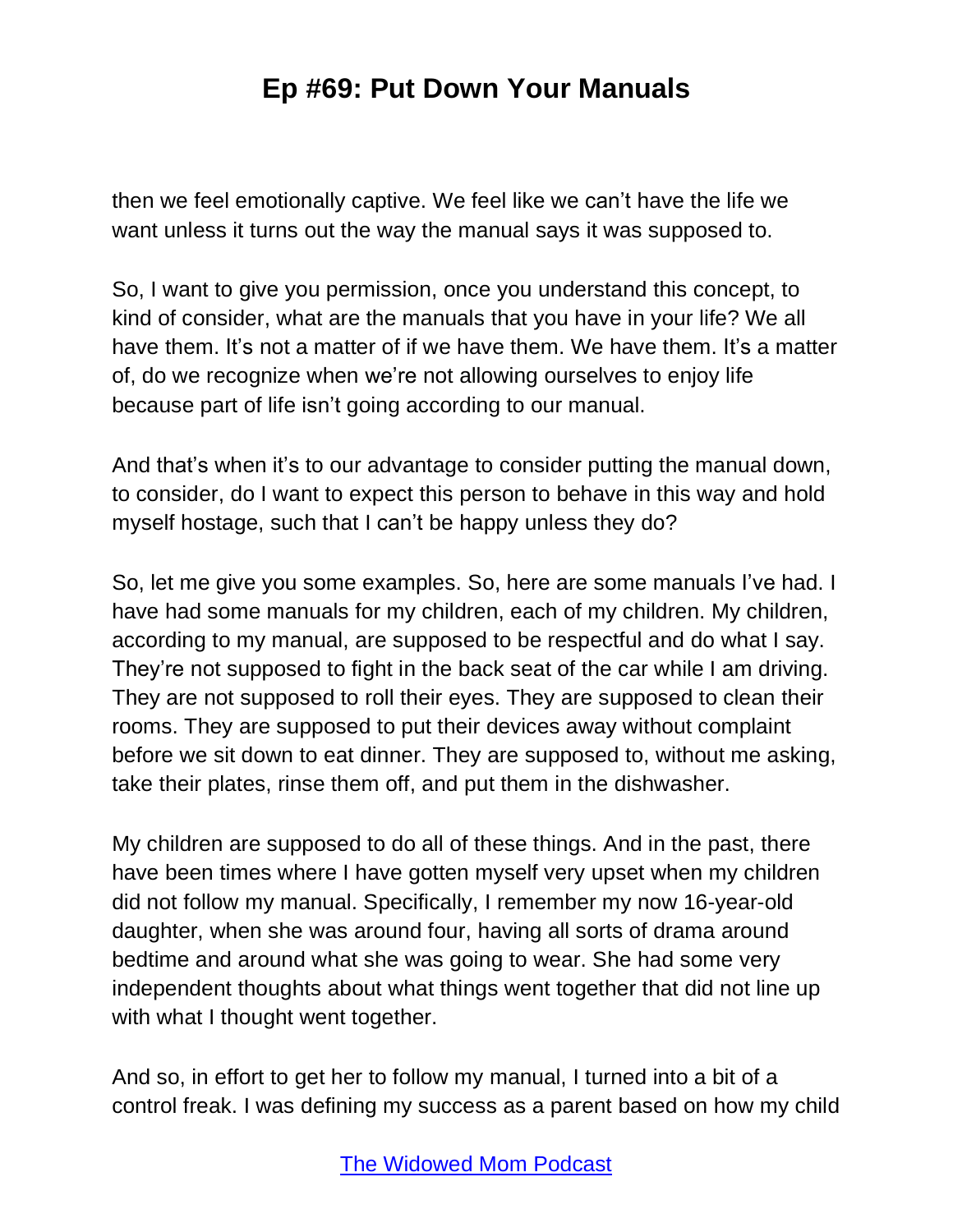then we feel emotionally captive. We feel like we can't have the life we want unless it turns out the way the manual says it was supposed to.

So, I want to give you permission, once you understand this concept, to kind of consider, what are the manuals that you have in your life? We all have them. It's not a matter of if we have them. We have them. It's a matter of, do we recognize when we're not allowing ourselves to enjoy life because part of life isn't going according to our manual.

And that's when it's to our advantage to consider putting the manual down, to consider, do I want to expect this person to behave in this way and hold myself hostage, such that I can't be happy unless they do?

So, let me give you some examples. So, here are some manuals I've had. I have had some manuals for my children, each of my children. My children, according to my manual, are supposed to be respectful and do what I say. They're not supposed to fight in the back seat of the car while I am driving. They are not supposed to roll their eyes. They are supposed to clean their rooms. They are supposed to put their devices away without complaint before we sit down to eat dinner. They are supposed to, without me asking, take their plates, rinse them off, and put them in the dishwasher.

My children are supposed to do all of these things. And in the past, there have been times where I have gotten myself very upset when my children did not follow my manual. Specifically, I remember my now 16-year-old daughter, when she was around four, having all sorts of drama around bedtime and around what she was going to wear. She had some very independent thoughts about what things went together that did not line up with what I thought went together.

And so, in effort to get her to follow my manual, I turned into a bit of a control freak. I was defining my success as a parent based on how my child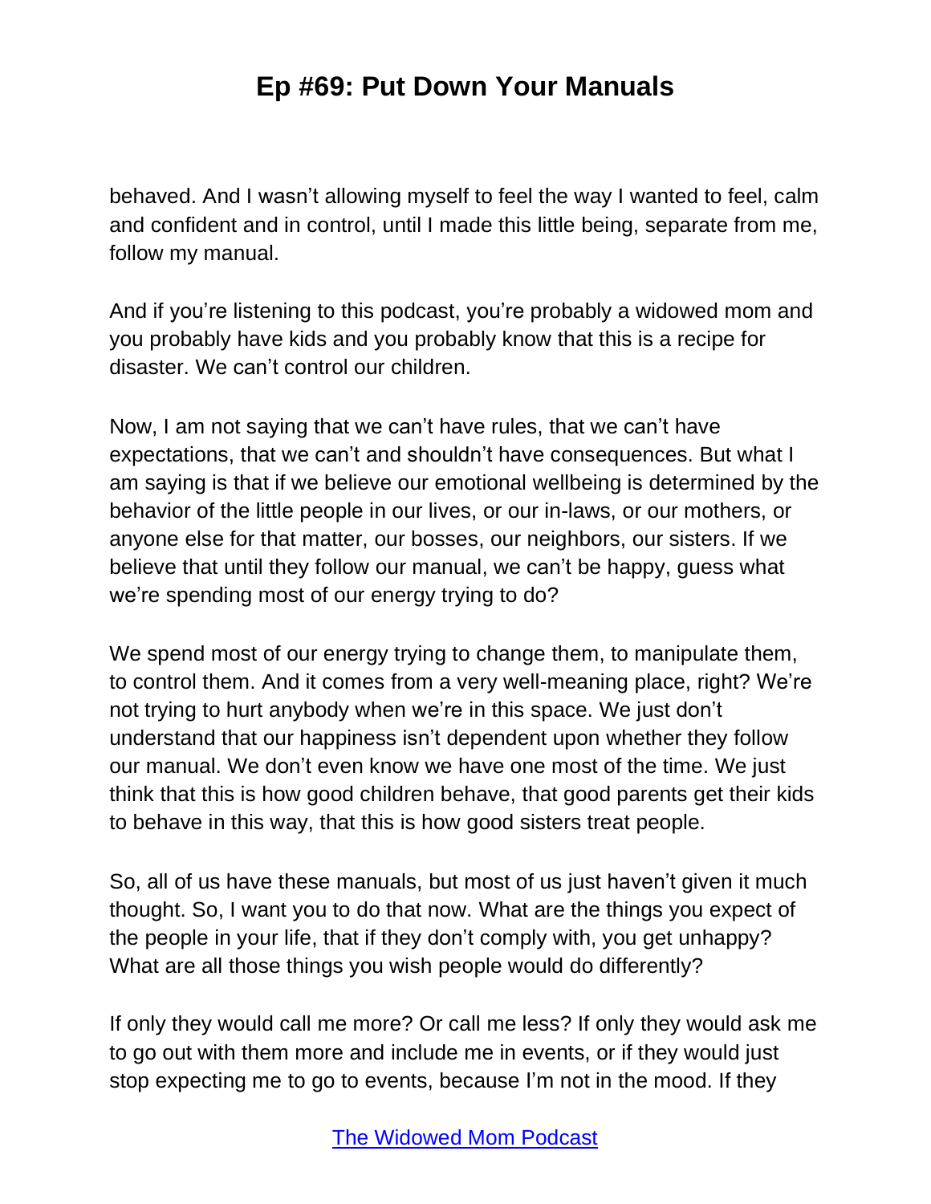behaved. And I wasn't allowing myself to feel the way I wanted to feel, calm and confident and in control, until I made this little being, separate from me, follow my manual.

And if you're listening to this podcast, you're probably a widowed mom and you probably have kids and you probably know that this is a recipe for disaster. We can't control our children.

Now, I am not saying that we can't have rules, that we can't have expectations, that we can't and shouldn't have consequences. But what I am saying is that if we believe our emotional wellbeing is determined by the behavior of the little people in our lives, or our in-laws, or our mothers, or anyone else for that matter, our bosses, our neighbors, our sisters. If we believe that until they follow our manual, we can't be happy, guess what we're spending most of our energy trying to do?

We spend most of our energy trying to change them, to manipulate them, to control them. And it comes from a very well-meaning place, right? We're not trying to hurt anybody when we're in this space. We just don't understand that our happiness isn't dependent upon whether they follow our manual. We don't even know we have one most of the time. We just think that this is how good children behave, that good parents get their kids to behave in this way, that this is how good sisters treat people.

So, all of us have these manuals, but most of us just haven't given it much thought. So, I want you to do that now. What are the things you expect of the people in your life, that if they don't comply with, you get unhappy? What are all those things you wish people would do differently?

If only they would call me more? Or call me less? If only they would ask me to go out with them more and include me in events, or if they would just stop expecting me to go to events, because I'm not in the mood. If they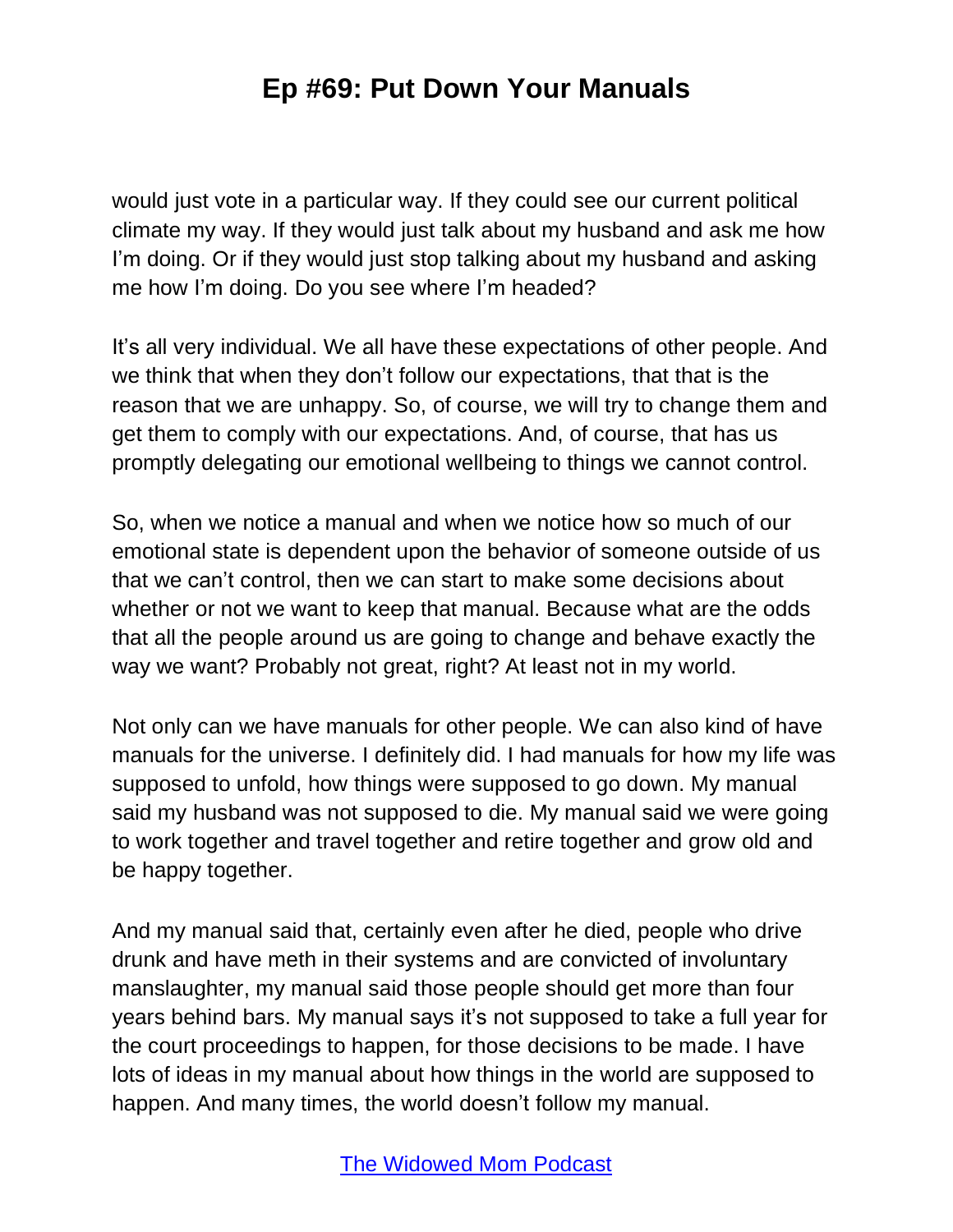would just vote in a particular way. If they could see our current political climate my way. If they would just talk about my husband and ask me how I'm doing. Or if they would just stop talking about my husband and asking me how I'm doing. Do you see where I'm headed?

It's all very individual. We all have these expectations of other people. And we think that when they don't follow our expectations, that that is the reason that we are unhappy. So, of course, we will try to change them and get them to comply with our expectations. And, of course, that has us promptly delegating our emotional wellbeing to things we cannot control.

So, when we notice a manual and when we notice how so much of our emotional state is dependent upon the behavior of someone outside of us that we can't control, then we can start to make some decisions about whether or not we want to keep that manual. Because what are the odds that all the people around us are going to change and behave exactly the way we want? Probably not great, right? At least not in my world.

Not only can we have manuals for other people. We can also kind of have manuals for the universe. I definitely did. I had manuals for how my life was supposed to unfold, how things were supposed to go down. My manual said my husband was not supposed to die. My manual said we were going to work together and travel together and retire together and grow old and be happy together.

And my manual said that, certainly even after he died, people who drive drunk and have meth in their systems and are convicted of involuntary manslaughter, my manual said those people should get more than four years behind bars. My manual says it's not supposed to take a full year for the court proceedings to happen, for those decisions to be made. I have lots of ideas in my manual about how things in the world are supposed to happen. And many times, the world doesn't follow my manual.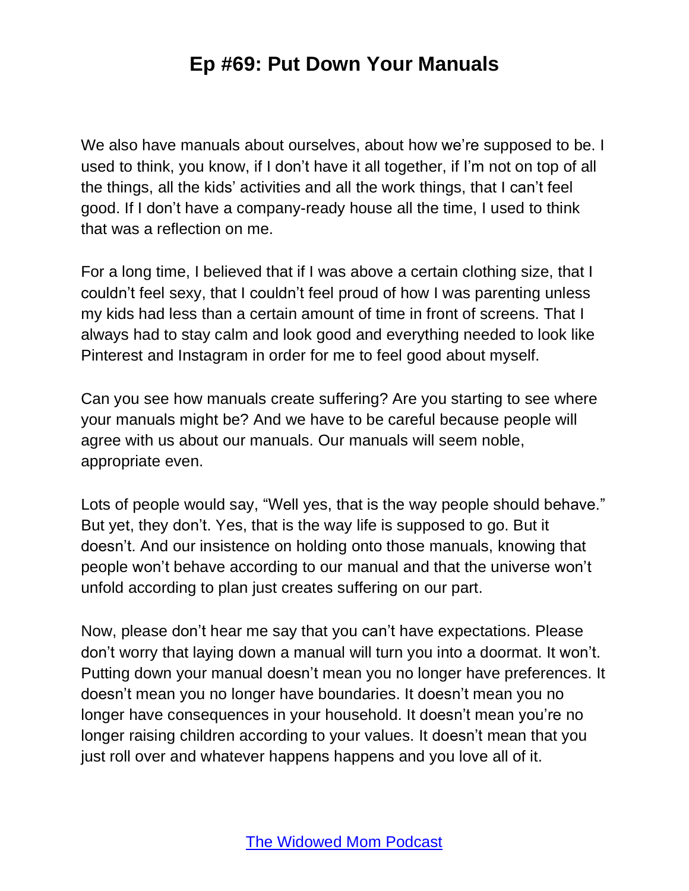We also have manuals about ourselves, about how we're supposed to be. I used to think, you know, if I don't have it all together, if I'm not on top of all the things, all the kids' activities and all the work things, that I can't feel good. If I don't have a company-ready house all the time, I used to think that was a reflection on me.

For a long time, I believed that if I was above a certain clothing size, that I couldn't feel sexy, that I couldn't feel proud of how I was parenting unless my kids had less than a certain amount of time in front of screens. That I always had to stay calm and look good and everything needed to look like Pinterest and Instagram in order for me to feel good about myself.

Can you see how manuals create suffering? Are you starting to see where your manuals might be? And we have to be careful because people will agree with us about our manuals. Our manuals will seem noble, appropriate even.

Lots of people would say, "Well yes, that is the way people should behave." But yet, they don't. Yes, that is the way life is supposed to go. But it doesn't. And our insistence on holding onto those manuals, knowing that people won't behave according to our manual and that the universe won't unfold according to plan just creates suffering on our part.

Now, please don't hear me say that you can't have expectations. Please don't worry that laying down a manual will turn you into a doormat. It won't. Putting down your manual doesn't mean you no longer have preferences. It doesn't mean you no longer have boundaries. It doesn't mean you no longer have consequences in your household. It doesn't mean you're no longer raising children according to your values. It doesn't mean that you just roll over and whatever happens happens and you love all of it.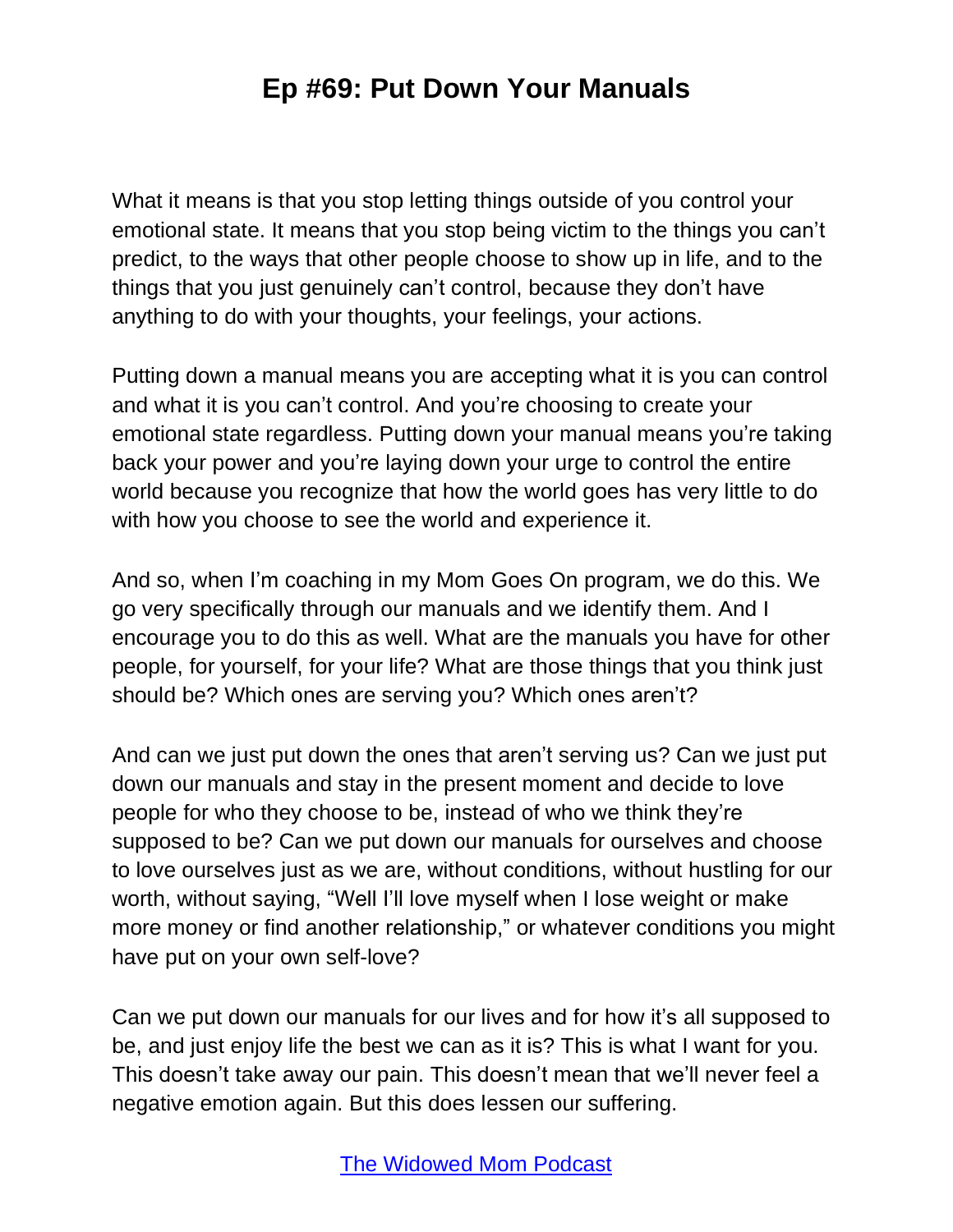What it means is that you stop letting things outside of you control your emotional state. It means that you stop being victim to the things you can't predict, to the ways that other people choose to show up in life, and to the things that you just genuinely can't control, because they don't have anything to do with your thoughts, your feelings, your actions.

Putting down a manual means you are accepting what it is you can control and what it is you can't control. And you're choosing to create your emotional state regardless. Putting down your manual means you're taking back your power and you're laying down your urge to control the entire world because you recognize that how the world goes has very little to do with how you choose to see the world and experience it.

And so, when I'm coaching in my Mom Goes On program, we do this. We go very specifically through our manuals and we identify them. And I encourage you to do this as well. What are the manuals you have for other people, for yourself, for your life? What are those things that you think just should be? Which ones are serving you? Which ones aren't?

And can we just put down the ones that aren't serving us? Can we just put down our manuals and stay in the present moment and decide to love people for who they choose to be, instead of who we think they're supposed to be? Can we put down our manuals for ourselves and choose to love ourselves just as we are, without conditions, without hustling for our worth, without saying, "Well I'll love myself when I lose weight or make more money or find another relationship," or whatever conditions you might have put on your own self-love?

Can we put down our manuals for our lives and for how it's all supposed to be, and just enjoy life the best we can as it is? This is what I want for you. This doesn't take away our pain. This doesn't mean that we'll never feel a negative emotion again. But this does lessen our suffering.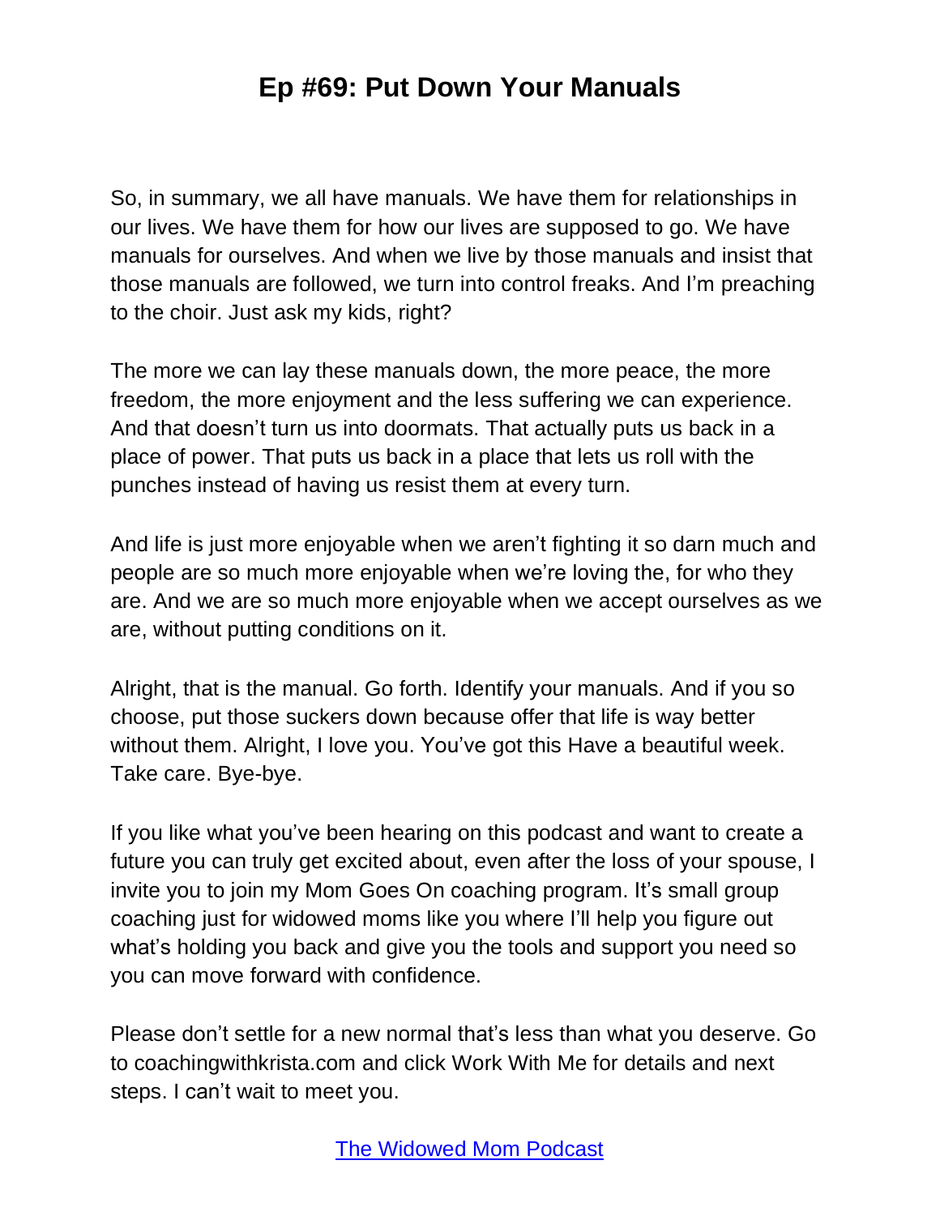# Ep #69: Put Down Your Manuals

So, in summary, we all have manuals. We have them for relationships in our lives. We have them for how our lives are supposed to go. We have manuals for ourselves. And when we live by those manuals and insist that those manuals are followed, we turn into control freaks. And I'm preaching to the choir. Just ask my kids, right?

The more we can lay these manuals down, the more peace, the more freedom, the more enjoyment and the less suffering we can experience. And that doesn't turn us into doormats. That actually puts us back in a place of power. That puts us back in a place that lets us roll with the punches instead of having us resist them at every turn.

And life is just more enjoyable when we aren't fighting it so darn much and people are so much more enjoyable when we're loving the, for who they are. And we are so much more enjoyable when we accept ourselves as we are, without putting conditions on it.

Alright, that is the manual. Go forth. Identify your manuals. And if you so choose, put those suckers down because offer that life is way better without them. Alright, I love you. You've got this Have a beautiful week. Take care. Bye-bye.

If you like what you've been hearing on this podcast and want to create a future you can truly get excited about, even after the loss of your spouse, I invite you to join my Mom Goes On coaching program. It's small group coaching just for widowed moms like you where I'll help you figure out what's holding you back and give you the tools and support you need so you can move forward with confidence.

Please don't settle for a new normal that's less than what you deserve. Go to coachingwithkrista.com and click Work With Me for details and next steps. I can't wait to meet you.